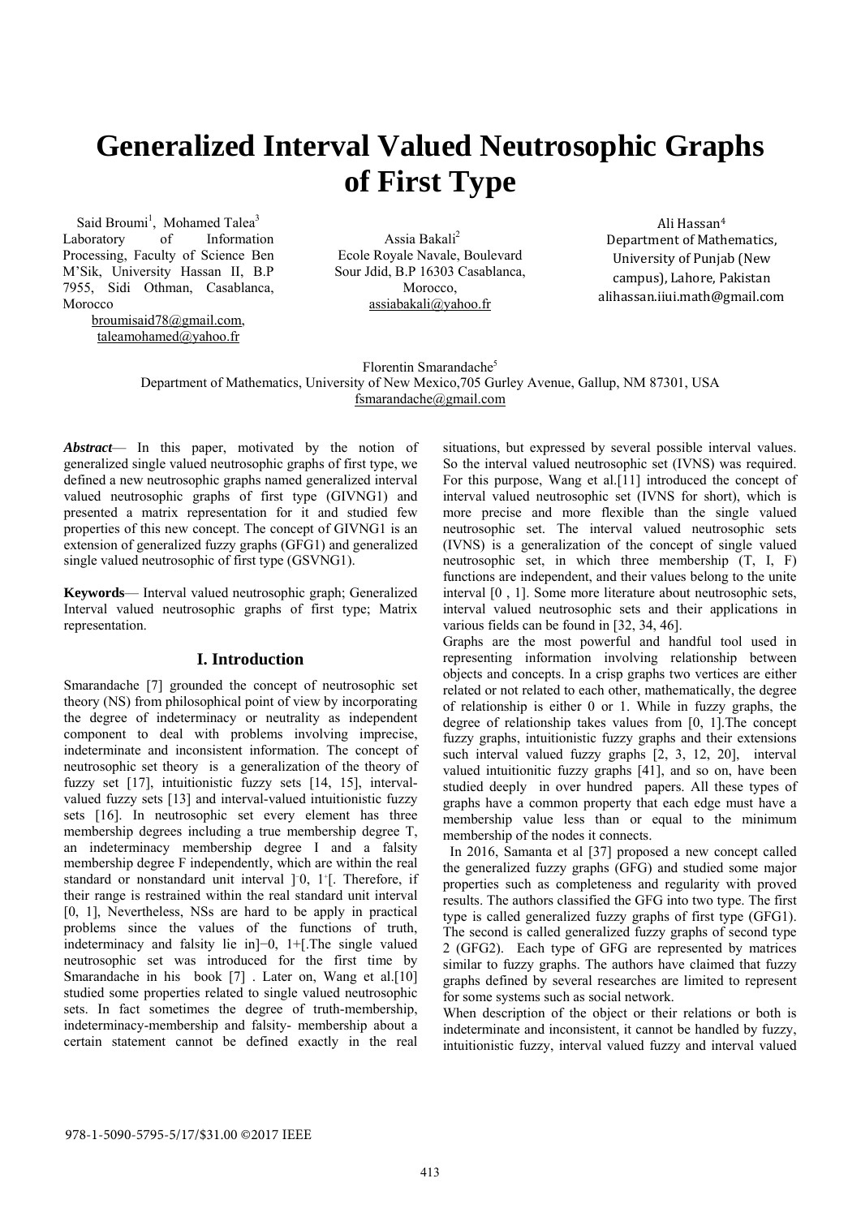# Generalized Interval Valued Neutrosophic Graphs of First Type

Said Broumi[1], Mohamed Talea[3]
Laboratory of Information Processing, Faculty of Science Ben M'Sik, University Hassan II, B.P 7955, Sidi Othman, Casablanca, Morocco
broumisaid78@gmail.com,
taleamohamed@yahoo.fr

Assia Bakali[2]
Ecole Royale Navale, Boulevard Sour Jdid, B.P 16303 Casablanca, Morocco,
assiabakali@yahoo.fr

Ali Hassan[4]
Department of Mathematics, University of Punjab (New campus), Lahore, Pakistan
alihassan.iiui.math@gmail.com

Florentin Smarandache[5]
Department of Mathematics, University of New Mexico,705 Gurley Avenue, Gallup, NM 87301, USA
fsmarandache@gmail.com

***Abstract***— In this paper, motivated by the notion of generalized single valued neutrosophic graphs of first type, we defined a new neutrosophic graphs named generalized interval valued neutrosophic graphs of first type (GIVNG1) and presented a matrix representation for it and studied few properties of this new concept. The concept of GIVNG1 is an extension of generalized fuzzy graphs (GFG1) and generalized single valued neutrosophic of first type (GSVNG1).

**Keywords**— Interval valued neutrosophic graph; Generalized Interval valued neutrosophic graphs of first type; Matrix representation.

## I. Introduction

Smarandache [7] grounded the concept of neutrosophic set theory (NS) from philosophical point of view by incorporating the degree of indeterminacy or neutrality as independent component to deal with problems involving imprecise, indeterminate and inconsistent information. The concept of neutrosophic set theory is a generalization of the theory of fuzzy set [17], intuitionistic fuzzy sets [14, 15], interval-valued fuzzy sets [13] and interval-valued intuitionistic fuzzy sets [16]. In neutrosophic set every element has three membership degrees including a true membership degree T, an indeterminacy membership degree I and a falsity membership degree F independently, which are within the real standard or nonstandard unit interval $]^-0, 1^+[$. Therefore, if their range is restrained within the real standard unit interval [0, 1], Nevertheless, NSs are hard to be apply in practical problems since the values of the functions of truth, indeterminacy and falsity lie in$]^-0, 1^+[$.The single valued neutrosophic set was introduced for the first time by Smarandache in his book [7] . Later on, Wang et al.[10] studied some properties related to single valued neutrosophic sets. In fact sometimes the degree of truth-membership, indeterminacy-membership and falsity- membership about a certain statement cannot be defined exactly in the real situations, but expressed by several possible interval values. So the interval valued neutrosophic set (IVNS) was required. For this purpose, Wang et al.[11] introduced the concept of interval valued neutrosophic set (IVNS for short), which is more precise and more flexible than the single valued neutrosophic set. The interval valued neutrosophic sets (IVNS) is a generalization of the concept of single valued neutrosophic set, in which three membership (T, I, F) functions are independent, and their values belong to the unite interval [0 , 1]. Some more literature about neutrosophic sets, interval valued neutrosophic sets and their applications in various fields can be found in [32, 34, 46].

Graphs are the most powerful and handful tool used in representing information involving relationship between objects and concepts. In a crisp graphs two vertices are either related or not related to each other, mathematically, the degree of relationship is either 0 or 1. While in fuzzy graphs, the degree of relationship takes values from [0, 1].The concept fuzzy graphs, intuitionistic fuzzy graphs and their extensions such interval valued fuzzy graphs [2, 3, 12, 20], interval valued intuitionitic fuzzy graphs [41], and so on, have been studied deeply in over hundred papers. All these types of graphs have a common property that each edge must have a membership value less than or equal to the minimum membership of the nodes it connects.

In 2016, Samanta et al [37] proposed a new concept called the generalized fuzzy graphs (GFG) and studied some major properties such as completeness and regularity with proved results. The authors classified the GFG into two type. The first type is called generalized fuzzy graphs of first type (GFG1). The second is called generalized fuzzy graphs of second type 2 (GFG2). Each type of GFG are represented by matrices similar to fuzzy graphs. The authors have claimed that fuzzy graphs defined by several researches are limited to represent for some systems such as social network.

When description of the object or their relations or both is indeterminate and inconsistent, it cannot be handled by fuzzy, intuitionistic fuzzy, interval valued fuzzy and interval valued

978-1-5090-5795-5/17/$31.00 ©2017 IEEE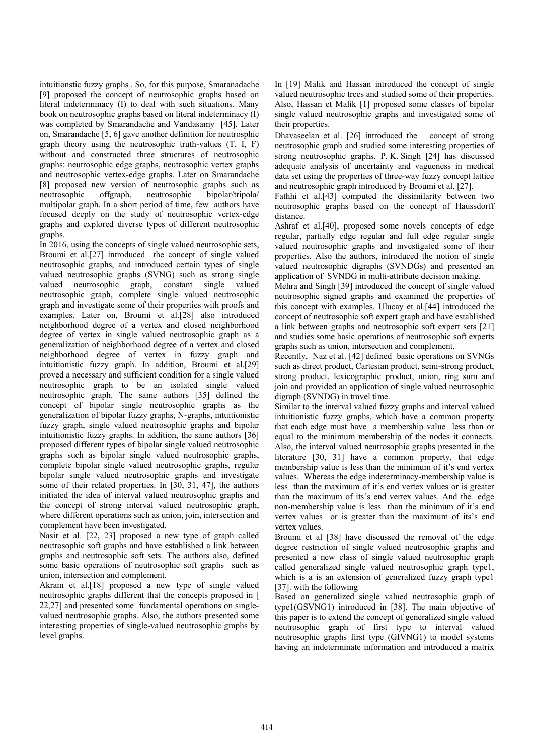intuitionstic fuzzy graphs . So, for this purpose, Smaranadache [9] proposed the concept of neutrosophic graphs based on literal indeterminacy (I) to deal with such situations. Many book on neutrosophic graphs based on literal indeterminacy (I) was completed by Smarandache and Vandasamy [45]. Later on, Smarandache [5, 6] gave another definition for neutrosphic graph theory using the neutrosophic truth-values (T, I, F) without and constructed three structures of neutrosophic graphs: neutrosophic edge graphs, neutrosophic vertex graphs and neutrosophic vertex-edge graphs. Later on Smarandache [8] proposed new version of neutrosophic graphs such as neutrosophic offgraph, neutrosophic bipolar/tripola/ multipolar graph. In a short period of time, few authors have focused deeply on the study of neutrosophic vertex-edge graphs and explored diverse types of different neutrosophic graphs.

In 2016, using the concepts of single valued neutrosophic sets, Broumi et al.[27] introduced the concept of single valued neutrosophic graphs, and introduced certain types of single valued neutrosophic graphs (SVNG) such as strong single valued neutrosophic graph, constant single valued neutrosophic graph, complete single valued neutrosophic graph and investigate some of their properties with proofs and examples. Later on, Broumi et al.[28] also introduced neighborhood degree of a vertex and closed neighborhood degree of vertex in single valued neutrosophic graph as a generalization of neighborhood degree of a vertex and closed neighborhood degree of vertex in fuzzy graph and intuitionistic fuzzy graph. In addition, Broumi et al.[29] proved a necessary and sufficient condition for a single valued neutrosophic graph to be an isolated single valued neutrosophic graph. The same authors [35] defined the concept of bipolar single neutrosophic graphs as the generalization of bipolar fuzzy graphs, N-graphs, intuitionistic fuzzy graph, single valued neutrosophic graphs and bipolar intuitionistic fuzzy graphs. In addition, the same authors [36] proposed different types of bipolar single valued neutrosophic graphs such as bipolar single valued neutrosophic graphs, complete bipolar single valued neutrosophic graphs, regular bipolar single valued neutrosophic graphs and investigate some of their related properties. In [30, 31, 47], the authors initiated the idea of interval valued neutrosophic graphs and the concept of strong interval valued neutrosophic graph, where different operations such as union, join, intersection and complement have been investigated.

Nasir et al. [22, 23] proposed a new type of graph called neutrosophic soft graphs and have established a link between graphs and neutrosophic soft sets. The authors also, defined some basic operations of neutrosophic soft graphs such as union, intersection and complement.

Akram et al.[18] proposed a new type of single valued neutrosophic graphs different that the concepts proposed in [ 22,27] and presented some fundamental operations on single-valued neutrosophic graphs. Also, the authors presented some interesting properties of single-valued neutrosophic graphs by level graphs.

In [19] Malik and Hassan introduced the concept of single valued neutrosophic trees and studied some of their properties. Also, Hassan et Malik [1] proposed some classes of bipolar single valued neutrosophic graphs and investigated some of their properties.

Dhavaseelan et al. [26] introduced the concept of strong neutrosophic graph and studied some interesting properties of strong neutrosophic graphs. P. K. Singh [24] has discussed adequate analysis of uncertainty and vagueness in medical data set using the properties of three-way fuzzy concept lattice and neutrosophic graph introduced by Broumi et al. [27].

Fathhi et al.[43] computed the dissimilarity between two neutrosophic graphs based on the concept of Haussdorff distance.

Ashraf et al.[40], proposed some novels concepts of edge regular, partially edge regular and full edge regular single valued neutrosophic graphs and investigated some of their properties. Also the authors, introduced the notion of single valued neutrosophic digraphs (SVNDGs) and presented an application of SVNDG in multi-attribute decision making.

Mehra and Singh [39] introduced the concept of single valued neutrosophic signed graphs and examined the properties of this concept with examples. Ulucay et al.[44] introduced the concept of neutrosophic soft expert graph and have established a link between graphs and neutrosophic soft expert sets [21] and studies some basic operations of neutrosophic soft experts graphs such as union, intersection and complement.

Recently, Naz et al. [42] defined basic operations on SVNGs such as direct product, Cartesian product, semi-strong product, strong product, lexicographic product, union, ring sum and join and provided an application of single valued neutrosophic digraph (SVNDG) in travel time.

Similar to the interval valued fuzzy graphs and interval valued intuitionistic fuzzy graphs, which have a common property that each edge must have a membership value less than or equal to the minimum membership of the nodes it connects. Also, the interval valued neutrosophic graphs presented in the literature [30, 31] have a common property, that edge membership value is less than the minimum of it's end vertex values. Whereas the edge indeterminacy-membership value is less than the maximum of it's end vertex values or is greater than the maximum of its's end vertex values. And the edge non-membership value is less than the minimum of it's end vertex values or is greater than the maximum of its's end vertex values.

Broumi et al [38] have discussed the removal of the edge degree restriction of single valued neutrosophic graphs and presented a new class of single valued neutrosophic graph called generalized single valued neutrosophic graph type1, which is a is an extension of generalized fuzzy graph type1 [37]. with the following

Based on generalized single valued neutrosophic graph of type1(GSVNG1) introduced in [38]. The main objective of this paper is to extend the concept of generalized single valued neutrosophic graph of first type to interval valued neutrosophic graphs first type (GIVNG1) to model systems having an indeterminate information and introduced a matrix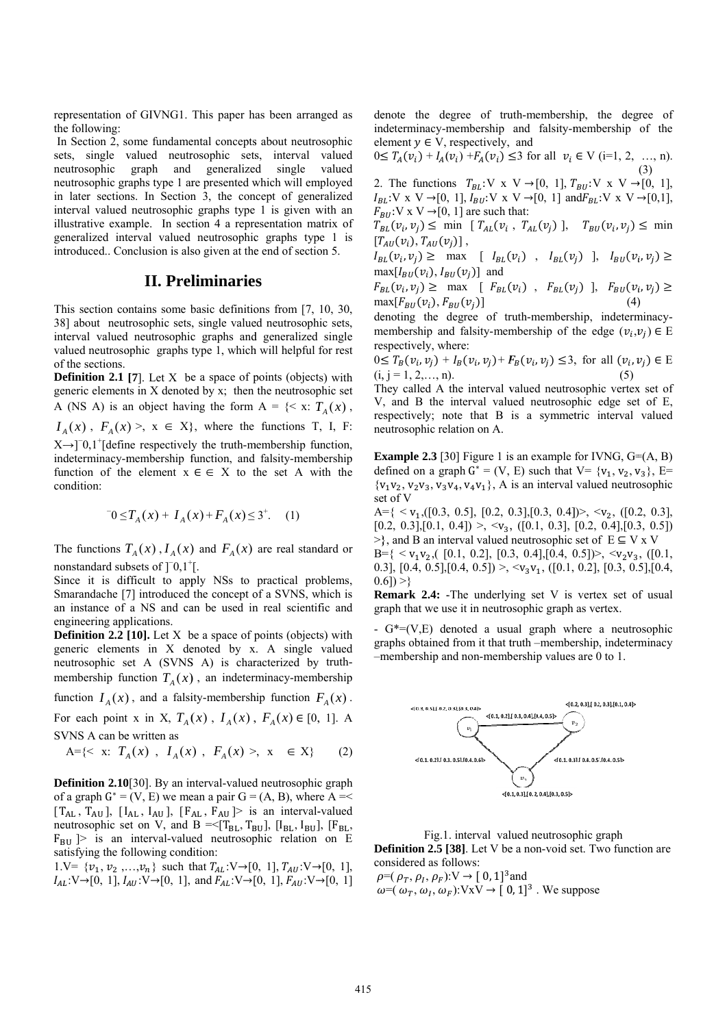representation of GIVNG1. This paper has been arranged as the following:

In Section 2, some fundamental concepts about neutrosophic sets, single valued neutrosophic sets, interval valued neutrosophic graph and generalized single valued neutrosophic graphs type 1 are presented which will employed in later sections. In Section 3, the concept of generalized interval valued neutrosophic graphs type 1 is given with an illustrative example. In section 4 a representation matrix of generalized interval valued neutrosophic graphs type 1 is introduced.. Conclusion is also given at the end of section 5.

## II. Preliminaries

This section contains some basic definitions from [7, 10, 30, 38] about neutrosophic sets, single valued neutrosophic sets, interval valued neutrosophic graphs and generalized single valued neutrosophic graphs type 1, which will helpful for rest of the sections.

**Definition 2.1 [7]**. Let X be a space of points (objects) with generic elements in X denoted by x; then the neutrosophic set A (NS A) is an object having the form A = {< x: $T_A(x)$, $I_A(x)$, $F_A(x)$ >, x ∈ X}, where the functions T, I, F: X→]$^-$0,1$^+$[define respectively the truth-membership function, indeterminacy-membership function, and falsity-membership function of the element x ∈ ∈ X to the set A with the condition:

$$^-0 \leq T_A(x) + I_A(x) + F_A(x) \leq 3^+. \quad (1)$$

The functions $T_A(x)$, $I_A(x)$ and $F_A(x)$ are real standard or nonstandard subsets of ]$^-$0,1$^+$[.

Since it is difficult to apply NSs to practical problems, Smarandache [7] introduced the concept of a SVNS, which is an instance of a NS and can be used in real scientific and engineering applications.

**Definition 2.2 [10].** Let X be a space of points (objects) with generic elements in X denoted by x. A single valued neutrosophic set A (SVNS A) is characterized by truth-membership function $T_A(x)$, an indeterminacy-membership function $I_A(x)$, and a falsity-membership function $F_A(x)$. For each point x in X, $T_A(x)$, $I_A(x)$, $F_A(x) \in [0, 1]$. A SVNS A can be written as

$$A=\{< x: T_A(x),\ I_A(x),\ F_A(x) >,\ x \in X\} \quad (2)$$

**Definition 2.10**[30]. By an interval-valued neutrosophic graph of a graph $G^* = (V, E)$ we mean a pair G = (A, B), where A =< [$T_{AL}$, $T_{AU}$], [$I_{AL}$, $I_{AU}$], [$F_{AL}$, $F_{AU}$]> is an interval-valued neutrosophic set on V, and B =<[$T_{BL}$, $T_{BU}$], [$I_{BL}$, $I_{BU}$], [$F_{BL}$, $F_{BU}$]> is an interval-valued neutrosophic relation on E satisfying the following condition:

1.V= {$v_1, v_2, \ldots, v_n$} such that $T_{AL}$:V→[0, 1], $T_{AU}$:V→[0, 1], $I_{AL}$:V→[0, 1], $I_{AU}$:V→[0, 1], and $F_{AL}$:V→[0, 1], $F_{AU}$:V→[0, 1] denote the degree of truth-membership, the degree of indeterminacy-membership and falsity-membership of the element $y \in V$, respectively, and

$0 \leq T_A(v_i) + I_A(v_i) + F_A(v_i) \leq 3$ for all $v_i \in V$ (i=1, 2, …, n). (3)

2. The functions $T_{BL}$:V x V →[0, 1], $T_{BU}$:V x V →[0, 1], $I_{BL}$:V x V →[0, 1], $I_{BU}$:V x V →[0, 1] and $F_{BL}$:V x V →[0,1], $F_{BU}$:V x V →[0, 1] are such that:

$T_{BL}(v_i, v_j) \leq \min\ [T_{AL}(v_i, T_{AL}(v_j)]$, $T_{BU}(v_i, v_j) \leq \min [T_{AU}(v_i), T_{AU}(v_j)]$,

$I_{BL}(v_i, v_j) \geq \max\ [I_{BL}(v_i), I_{BL}(v_j)]$, $I_{BU}(v_i, v_j) \geq \max[I_{BU}(v_i), I_{BU}(v_j)]$ and

$F_{BL}(v_i, v_j) \geq \max\ [F_{BL}(v_i), F_{BL}(v_j)]$, $F_{BU}(v_i, v_j) \geq \max[F_{BU}(v_i), F_{BU}(v_j)]$ (4)

denoting the degree of truth-membership, indeterminacy-membership and falsity-membership of the edge $(v_i, v_j) \in E$ respectively, where:

$0 \leq T_B(v_i, v_j) + I_B(v_i, v_j) + F_B(v_i, v_j) \leq 3$, for all $(v_i, v_j) \in E$ (i, j = 1, 2,…, n). (5)

They called A the interval valued neutrosophic vertex set of V, and B the interval valued neutrosophic edge set of E, respectively; note that B is a symmetric interval valued neutrosophic relation on A.

**Example 2.3** [30] Figure 1 is an example for IVNG, G=(A, B) defined on a graph $G^* = (V, E)$ such that V= {$v_1, v_2, v_3$}, E= {$v_1v_2, v_2v_3, v_3v_4, v_4v_1$}, A is an interval valued neutrosophic set of V

A={ < $v_1$,([0.3, 0.5], [0.2, 0.3],[0.3, 0.4])>, <$v_2$, ([0.2, 0.3], [0.2, 0.3],[0.1, 0.4]) >, <$v_3$, ([0.1, 0.3], [0.2, 0.4],[0.3, 0.5]) >}, and B an interval valued neutrosophic set of E ⊆ V x V

B={ < $v_1v_2$,( [0.1, 0.2], [0.3, 0.4],[0.4, 0.5])>, <$v_2v_3$, ([0.1, 0.3], [0.4, 0.5],[0.4, 0.5]) >, <$v_3v_1$, ([0.1, 0.2], [0.3, 0.5],[0.4, 0.6]) >}

**Remark 2.4:** -The underlying set V is vertex set of usual graph that we use it in neutrosophic graph as vertex.

- G*=(V,E) denoted a usual graph where a neutrosophic graphs obtained from it that truth –membership, indeterminacy –membership and non-membership values are 0 to 1.

Fig.1. interval valued neutrosophic graph

**Definition 2.5 [38]**. Let V be a non-void set. Two function are considered as follows:

$\rho=(\rho_T, \rho_I, \rho_F)$:V → $[0, 1]^3$ and

$\omega=(\omega_T, \omega_I, \omega_F)$:VxV → $[0, 1]^3$ . We suppose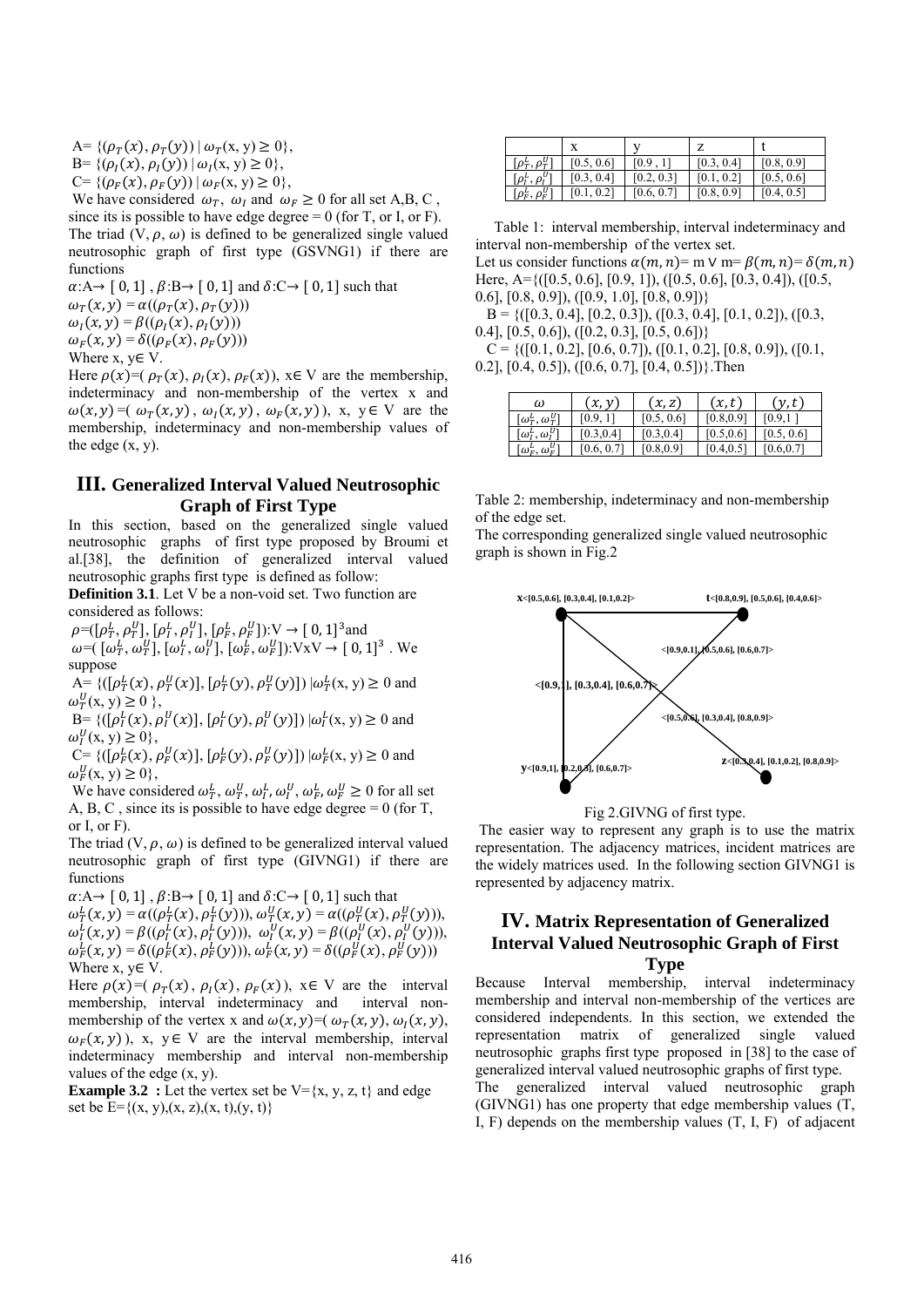A= $\{(\rho_T(x), \rho_T(y)) \mid \omega_T(x, y) \geq 0\}$,

B= $\{(\rho_I(x), \rho_I(y)) \mid \omega_I(x, y) \geq 0\}$,

C= $\{(\rho_F(x), \rho_F(y)) \mid \omega_F(x, y) \geq 0\}$,

We have considered $\omega_T$, $\omega_I$ and $\omega_F \geq 0$ for all set A,B, C , since its is possible to have edge degree = 0 (for T, or I, or F).

The triad $(V, \rho, \omega)$ is defined to be generalized single valued neutrosophic graph of first type (GSVNG1) if there are functions

$\alpha$:A→ [ 0, 1] , $\beta$:B→ [ 0, 1] and $\delta$:C→ [ 0, 1] such that

$\omega_T(x, y) = \alpha((\rho_T(x), \rho_T(y)))$

$\omega_I(x, y) = \beta((\rho_I(x), \rho_I(y)))$

$\omega_F(x, y) = \delta((\rho_F(x), \rho_F(y)))$

Where x, y∈ V.

Here $\rho(x)$=( $\rho_T(x)$, $\rho_I(x)$, $\rho_F(x)$), x∈ V are the membership, indeterminacy and non-membership of the vertex x and $\omega(x, y)$=( $\omega_T(x, y)$ , $\omega_I(x, y)$ , $\omega_F(x, y)$), x, y∈ V are the membership, indeterminacy and non-membership values of the edge (x, y).

## III. Generalized Interval Valued Neutrosophic Graph of First Type

In this section, based on the generalized single valued neutrosophic graphs of first type proposed by Broumi et al.[38], the definition of generalized interval valued neutrosophic graphs first type is defined as follow:

**Definition 3.1**. Let V be a non-void set. Two function are considered as follows:

$\rho$=($[\rho_T^L, \rho_T^U]$, $[\rho_I^L, \rho_I^U]$, $[\rho_F^L, \rho_F^U]$):V → $[0, 1]^3$and

$\omega$=( $[\omega_T^L, \omega_T^U]$, $[\omega_I^L, \omega_I^U]$, $[\omega_F^L, \omega_F^U]$):VxV → $[0, 1]^3$ . We suppose

A= $\{([\rho_T^L(x), \rho_T^U(x)], [\rho_T^L(y), \rho_T^U(y)]) \mid \omega_T^L(x, y) \geq 0$ and $\omega_T^U(x, y) \geq 0\}$,

B= $\{([\rho_I^L(x), \rho_I^U(x)], [\rho_I^L(y), \rho_I^U(y)]) \mid \omega_I^L(x, y) \geq 0$ and $\omega_I^U(x, y) \geq 0\}$,

C= $\{([\rho_F^L(x), \rho_F^U(x)], [\rho_F^L(y), \rho_F^U(y)]) \mid \omega_F^L(x, y) \geq 0$ and $\omega_F^U(x, y) \geq 0\}$,

We have considered $\omega_T^L, \omega_T^U, \omega_I^L, \omega_I^U, \omega_F^L, \omega_F^U \geq 0$ for all set A, B, C , since its is possible to have edge degree = 0 (for T, or I, or F).

The triad $(V, \rho, \omega)$ is defined to be generalized interval valued neutrosophic graph of first type (GIVNG1) if there are functions

$\alpha$:A→ [ 0, 1] , $\beta$:B→ [ 0, 1] and $\delta$:C→ [ 0, 1] such that

$\omega_T^L(x, y) = \alpha((\rho_T^L(x), \rho_T^L(y)))$, $\omega_T^U(x, y) = \alpha((\rho_T^U(x), \rho_T^U(y)))$,

$\omega_I^L(x, y) = \beta((\rho_I^L(x), \rho_I^L(y)))$, $\omega_I^U(x, y) = \beta((\rho_I^U(x), \rho_I^U(y)))$,

$\omega_F^L(x, y) = \delta((\rho_F^L(x), \rho_F^L(y)))$, $\omega_F^L(x, y) = \delta((\rho_F^U(x), \rho_F^U(y)))$

Where x, y∈ V.

Here $\rho(x)$=( $\rho_T(x)$ , $\rho_I(x)$ , $\rho_F(x)$), x∈ V are the interval membership, interval indeterminacy and interval non-membership of the vertex x and $\omega(x, y)$=( $\omega_T(x, y)$, $\omega_I(x, y)$, $\omega_F(x, y)$), x, y∈ V are the interval membership, interval indeterminacy membership and interval non-membership values of the edge (x, y).

**Example 3.2 :** Let the vertex set be V={x, y, z, t} and edge set be E={(x, y),(x, z),(x, t),(y, t)}

|  | x | y | z | t |
|---|---|---|---|---|
| $[\rho_T^L, \rho_T^U]$ | [0.5, 0.6] | [0.9 , 1] | [0.3, 0.4] | [0.8, 0.9] |
| $[\rho_I^L, \rho_I^U]$ | [0.3, 0.4] | [0.2, 0.3] | [0.1, 0.2] | [0.5, 0.6] |
| $[\rho_F^L, \rho_F^U]$ | [0.1, 0.2] | [0.6, 0.7] | [0.8, 0.9] | [0.4, 0.5] |

Table 1: interval membership, interval indeterminacy and interval non-membership of the vertex set.

Let us consider functions $\alpha(m, n)$= m ∨ m= $\beta(m, n)$= $\delta(m, n)$

Here, A={([0.5, 0.6], [0.9, 1]), ([0.5, 0.6], [0.3, 0.4]), ([0.5, 0.6], [0.8, 0.9]), ([0.9, 1.0], [0.8, 0.9])}

B = {([0.3, 0.4], [0.2, 0.3]), ([0.3, 0.4], [0.1, 0.2]), ([0.3, 0.4], [0.5, 0.6]), ([0.2, 0.3], [0.5, 0.6])}

C = {([0.1, 0.2], [0.6, 0.7]), ([0.1, 0.2], [0.8, 0.9]), ([0.1, 0.2], [0.4, 0.5]), ([0.6, 0.7], [0.4, 0.5])}.Then

| $\omega$ | $(x, y)$ | $(x, z)$ | $(x, t)$ | $(y, t)$ |
|---|---|---|---|---|
| $[\omega_T^L, \omega_T^U]$ | [0.9, 1] | [0.5, 0.6] | [0.8,0.9] | [0.9,1 ] |
| $[\omega_I^L, \omega_I^U]$ | [0.3,0.4] | [0.3,0.4] | [0.5,0.6] | [0.5, 0.6] |
| $[\omega_F^L, \omega_F^U]$ | [0.6, 0.7] | [0.8,0.9] | [0.4,0.5] | [0.6,0.7] |

Table 2: membership, indeterminacy and non-membership of the edge set.

The corresponding generalized single valued neutrosophic graph is shown in Fig.2

x<[0.5,0.6], [0.3,0.4], [0.1,0.2]>
t<[0.8,0.9], [0.5,0.6], [0.4,0.6]>
<[0.9,0.1], [0.5,0.6], [0.6,0.7]>
<[0.9,1], [0.3,0.4], [0.6,0.7]>
<[0.5,0.6], [0.3,0.4], [0.8,0.9]>
y<[0.9,1], [0.2,0.3], [0.6,0.7]>
z<[0.3,0.4], [0.1,0.2], [0.8,0.9]>

Fig 2.GIVNG of first type.

The easier way to represent any graph is to use the matrix representation. The adjacency matrices, incident matrices are the widely matrices used. In the following section GIVNG1 is represented by adjacency matrix.

## IV. Matrix Representation of Generalized Interval Valued Neutrosophic Graph of First Type

Because Interval membership, interval indeterminacy membership and interval non-membership of the vertices are considered independents. In this section, we extended the representation matrix of generalized single valued neutrosophic graphs first type proposed in [38] to the case of generalized interval valued neutrosophic graphs of first type.

The generalized interval valued neutrosophic graph (GIVNG1) has one property that edge membership values (T, I, F) depends on the membership values (T, I, F) of adjacent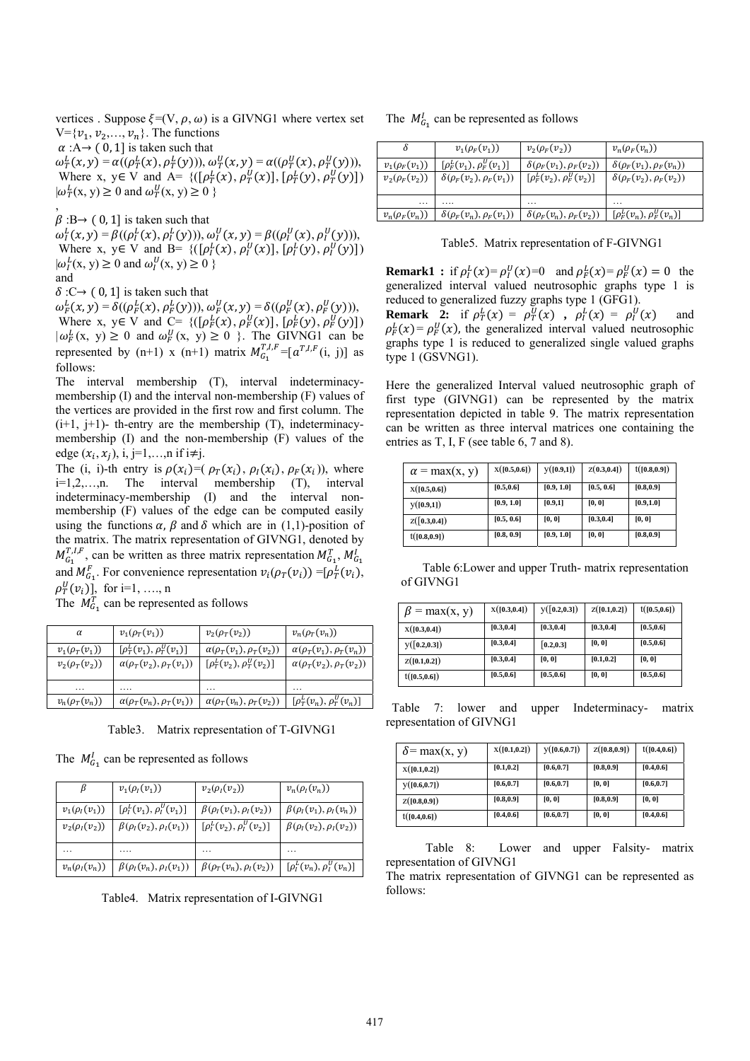vertices . Suppose $\xi$=(V, $\rho$, $\omega$) is a GIVNG1 where vertex set V={$v_1, v_2,\ldots, v_n$}. The functions

$\alpha$ :A→ ( 0, 1] is taken such that

$\omega_T^L(x,y) = \alpha((\rho_T^L(x), \rho_T^L(y)))$, $\omega_T^U(x,y) = \alpha((\rho_T^U(x), \rho_T^U(y)))$,
Where x, y∈ V and A= {([$\rho_T^L(x)$, $\rho_T^U(x)$], [$\rho_T^L(y)$, $\rho_T^U(y)$]) |$\omega_T^L$(x, y) ≥ 0 and $\omega_T^U$(x, y) ≥ 0 }

,

$\beta$ :B→ ( 0, 1] is taken such that

$\omega_I^L(x,y) = \beta((\rho_I^L(x), \rho_I^L(y)))$, $\omega_I^U(x,y) = \beta((\rho_I^U(x), \rho_I^U(y)))$,
Where x, y∈ V and B= {([$\rho_I^L(x)$, $\rho_I^U(x)$], [$\rho_I^L(y)$, $\rho_I^U(y)$]) |$\omega_I^L$(x, y) ≥ 0 and $\omega_I^U$(x, y) ≥ 0 }

and

$\delta$ :C→ ( 0, 1] is taken such that

$\omega_F^L(x,y) = \delta((\rho_F^L(x), \rho_F^L(y)))$, $\omega_F^U(x,y) = \delta((\rho_F^U(x), \rho_F^U(y)))$,
Where x, y∈ V and C= {([$\rho_F^L(x)$, $\rho_F^U(x)$], [$\rho_F^L(y)$, $\rho_F^U(y)$]) |$\omega_F^L$(x, y) ≥ 0 and $\omega_F^U$(x, y) ≥ 0 }. The GIVNG1 can be represented by (n+1) x (n+1) matrix $M_{G_1}^{T,I,F}$=[$a^{T,I,F}$(i, j)] as follows:

The interval membership (T), interval indeterminacy-membership (I) and the interval non-membership (F) values of the vertices are provided in the first row and first column. The (i+1, j+1)- th-entry are the membership (T), indeterminacy-membership (I) and the non-membership (F) values of the edge ($x_i, x_j$), i, j=1,…,n if i≠j.

The (i, i)-th entry is $\rho(x_i)$=( $\rho_T(x_i)$, $\rho_I(x_i)$, $\rho_F(x_i)$), where i=1,2,…,n. The interval membership (T), interval indeterminacy-membership (I) and the interval non-membership (F) values of the edge can be computed easily using the functions $\alpha$, $\beta$ and $\delta$ which are in (1,1)-position of the matrix. The matrix representation of GIVNG1, denoted by $M_{G_1}^{T,I,F}$, can be written as three matrix representation $M_{G_1}^{T}$, $M_{G_1}^{I}$ and $M_{G_1}^{F}$. For convenience representation $v_i(\rho_T(v_i))$ =[$\rho_T^L(v_i)$, $\rho_T^U(v_i)$)], for i=1, …., n

The $M_{G_1}^{T}$ can be represented as follows

| $\alpha$ | $v_1(\rho_T(v_1))$ | $v_2(\rho_T(v_2))$ | $v_n(\rho_T(v_n))$ |
|---|---|---|---|
| $v_1(\rho_T(v_1))$ | $[\rho_T^L(v_1), \rho_T^U(v_1)]$ | $\alpha(\rho_T(v_1), \rho_T(v_2))$ | $\alpha(\rho_T(v_1), \rho_T(v_n))$ |
| $v_2(\rho_T(v_2))$ | $\alpha(\rho_T(v_2), \rho_T(v_1))$ | $[\rho_T^L(v_2), \rho_T^U(v_2)]$ | $\alpha(\rho_T(v_2), \rho_T(v_2))$ |
| … | …. | … | … |
| $v_n(\rho_T(v_n))$ | $\alpha(\rho_T(v_n), \rho_T(v_1))$ | $\alpha(\rho_T(v_n), \rho_T(v_2))$ | $[\rho_T^L(v_n), \rho_T^U(v_n)]$ |

Table3. Matrix representation of T-GIVNG1

The $M_{G_1}^{I}$ can be represented as follows

| $\beta$ | $v_1(\rho_I(v_1))$ | $v_2(\rho_I(v_2))$ | $v_n(\rho_I(v_n))$ |
|---|---|---|---|
| $v_1(\rho_I(v_1))$ | $[\rho_I^L(v_1), \rho_I^U(v_1)]$ | $\beta(\rho_I(v_1), \rho_I(v_2))$ | $\beta(\rho_I(v_1), \rho_I(v_n))$ |
| $v_2(\rho_I(v_2))$ | $\beta(\rho_I(v_2), \rho_I(v_1))$ | $[\rho_I^L(v_2), \rho_I^U(v_2)]$ | $\beta(\rho_I(v_2), \rho_I(v_2))$ |
| … | …. | … | … |
| $v_n(\rho_I(v_n))$ | $\beta(\rho_I(v_n), \rho_I(v_1))$ | $\beta(\rho_T(v_n), \rho_I(v_2))$ | $[\rho_I^L(v_n), \rho_I^U(v_n)]$ |

Table4. Matrix representation of I-GIVNG1

The $M_{G_1}^{I}$ can be represented as follows

| $\delta$ | $v_1(\rho_F(v_1))$ | $v_2(\rho_F(v_2))$ | $v_n(\rho_F(v_n))$ |
|---|---|---|---|
| $v_1(\rho_F(v_1))$ | $[\rho_F^L(v_1), \rho_F^U(v_1)]$ | $\delta(\rho_F(v_1), \rho_F(v_2))$ | $\delta(\rho_F(v_1), \rho_F(v_n))$ |
| $v_2(\rho_F(v_2))$ | $\delta(\rho_F(v_2), \rho_F(v_1))$ | $[\rho_F^L(v_2), \rho_F^U(v_2)]$ | $\delta(\rho_F(v_2), \rho_F(v_2))$ |
| … | …. | … | … |
| $v_n(\rho_F(v_n))$ | $\delta(\rho_F(v_n), \rho_F(v_1))$ | $\delta(\rho_F(v_n), \rho_F(v_2))$ | $[\rho_F^L(v_n), \rho_F^U(v_n)]$ |

Table5. Matrix representation of F-GIVNG1

**Remark1 :** if $\rho_I^L(x)$= $\rho_I^U(x)$=0 and $\rho_F^L(x)$= $\rho_F^U(x) = 0$ the generalized interval valued neutrosophic graphs type 1 is reduced to generalized fuzzy graphs type 1 (GFG1).

**Remark 2:** if $\rho_T^L(x)$ = $\rho_T^U(x)$ , $\rho_I^L(x)$ = $\rho_I^U(x)$ and $\rho_F^L(x)$= $\rho_F^U(x)$, the generalized interval valued neutrosophic graphs type 1 is reduced to generalized single valued graphs type 1 (GSVNG1).

Here the generalized Interval valued neutrosophic graph of first type (GIVNG1) can be represented by the matrix representation depicted in table 9. The matrix representation can be written as three interval matrices one containing the entries as T, I, F (see table 6, 7 and 8).

| $\alpha$ = max(x, y) | x([0.5,0.6]) | y([0.9,1]) | z([0.3,0.4]) | t([0.8,0.9]) |
|---|---|---|---|---|
| x([0.5,0.6]) | [0.5,0.6] | [0.9, 1.0] | [0.5, 0.6] | [0.8,0.9] |
| y([0.9,1]) | [0.9, 1.0] | [0.9,1] | [0, 0] | [0.9,1.0] |
| z([0.3,0.4]) | [0.5, 0.6] | [0, 0] | [0.3,0.4] | [0, 0] |
| t([0.8,0.9]) | [0.8, 0.9] | [0.9, 1.0] | [0, 0] | [0.8,0.9] |

Table 6:Lower and upper Truth- matrix representation of GIVNG1

| $\beta$ = max(x, y) | x([0.3,0.4]) | y([0.2,0.3]) | z([0.1,0.2]) | t([0.5,0.6]) |
|---|---|---|---|---|
| x([0.3,0.4]) | [0.3,0.4] | [0.3,0.4] | [0.3,0.4] | [0.5,0.6] |
| y([0.2,0.3]) | [0.3,0.4] | [0.2,0.3] | [0, 0] | [0.5,0.6] |
| z([0.1,0.2]) | [0.3,0.4] | [0, 0] | [0.1,0.2] | [0, 0] |
| t([0.5,0.6]) | [0.5,0.6] | [0.5,0.6] | [0, 0] | [0.5,0.6] |

Table 7: lower and upper Indeterminacy- matrix representation of GIVNG1

| $\delta$= max(x, y) | x([0.1,0.2]) | y([0.6,0.7]) | z([0.8,0.9]) | t([0.4,0.6]) |
|---|---|---|---|---|
| x([0.1,0.2]) | [0.1,0.2] | [0.6,0.7] | [0.8,0.9] | [0.4,0.6] |
| y([0.6,0.7]) | [0.6,0.7] | [0.6,0.7] | [0, 0] | [0.6,0.7] |
| z([0.8,0.9]) | [0.8,0.9] | [0, 0] | [0.8,0.9] | [0, 0] |
| t([0.4,0.6]) | [0.4,0.6] | [0.6,0.7] | [0, 0] | [0.4,0.6] |

Table 8: Lower and upper Falsity- matrix representation of GIVNG1

The matrix representation of GIVNG1 can be represented as follows: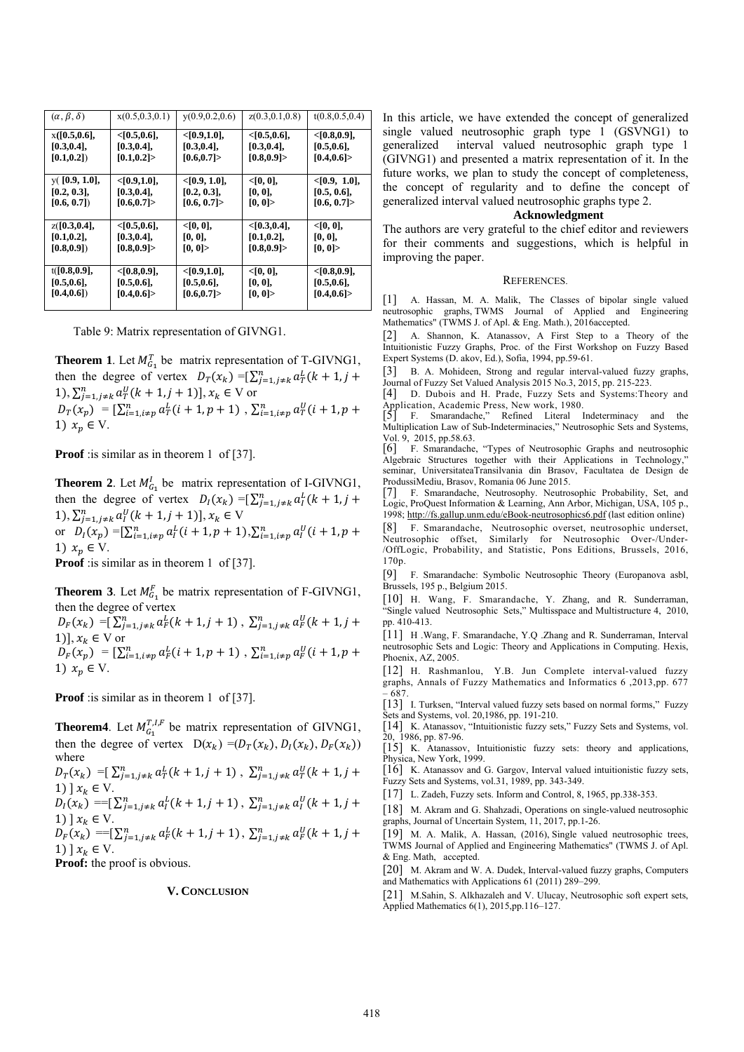| $(\alpha, \beta, \delta)$ | x(0.5,0.3,0.1) | y(0.9,0.2,0.6) | z(0.3,0.1,0.8) | t(0.8,0.5,0.4) |
|---|---|---|---|---|
| **x([0.5,0.6], [0.3,0.4], [0.1,0.2])** | **<[0.5,0.6], [0.3,0.4], [0.1,0.2]>** | **<[0.9,1.0], [0.3,0.4], [0.6,0.7]>** | **<[0.5,0.6], [0.3,0.4], [0.8,0.9]>** | **<[0.8,0.9], [0.5,0.6], [0.4,0.6]>** |
| **y( [0.9, 1.0], [0.2, 0.3], [0.6, 0.7])** | **<[0.9,1.0], [0.3,0.4], [0.6,0.7]>** | **<[0.9, 1.0], [0.2, 0.3], [0.6, 0.7]>** | **<[0, 0], [0, 0], [0, 0]>** | **<[0.9, 1.0], [0.5, 0.6], [0.6, 0.7]>** |
| **z([0.3,0.4], [0.1,0.2], [0.8,0.9])** | **<[0.5,0.6], [0.3,0.4], [0.8,0.9]>** | **<[0, 0], [0, 0], [0, 0]>** | **<[0.3,0.4], [0.1,0.2], [0.8,0.9]>** | **<[0, 0], [0, 0], [0, 0]>** |
| **t([0.8,0.9], [0.5,0.6], [0.4,0.6])** | **<[0.8,0.9], [0.5,0.6], [0.4,0.6]>** | **<[0.9,1.0], [0.5,0.6], [0.6,0.7]>** | **<[0, 0], [0, 0], [0, 0]>** | **<[0.8,0.9], [0.5,0.6], [0.4,0.6]>** |

Table 9: Matrix representation of GIVNG1.

**Theorem 1**. Let $M_{G_1}^{T}$ be matrix representation of T-GIVNG1, then the degree of vertex $D_T(x_k)$ =$[\sum_{j=1, j\neq k}^{n} a_T^L(k+1, j+1), \sum_{j=1, j\neq k}^{n} a_T^U(k+1, j+1)]$, $x_k \in$ V or

$D_T(x_p)$ = $[\sum_{i=1, i\neq p}^{n} a_T^L(i+1, p+1)$ , $\sum_{i=1, i\neq p}^{n} a_T^U(i+1, p+1)$ $x_p \in$ V.

**Proof** :is similar as in theorem 1 of [37].

**Theorem 2**. Let $M_{G_1}^{I}$ be matrix representation of I-GIVNG1, then the degree of vertex $D_I(x_k)$ =$[\sum_{j=1, j\neq k}^{n} a_I^L(k+1, j+1), \sum_{j=1, j\neq k}^{n} a_I^U(k+1, j+1)]$, $x_k \in$ V

or $D_I(x_p)$ =$[\sum_{i=1, i\neq p}^{n} a_I^L(i+1, p+1)$,$\sum_{i=1, i\neq p}^{n} a_I^U(i+1, p+1)$ $x_p \in$ V.

**Proof** :is similar as in theorem 1 of [37].

**Theorem 3**. Let $M_{G_1}^{F}$ be matrix representation of F-GIVNG1, then the degree of vertex

$D_F(x_k)$ =$[\sum_{j=1, j\neq k}^{n} a_F^L(k+1, j+1)$ , $\sum_{j=1, j\neq k}^{n} a_F^U(k+1, j+1)]$, $x_k \in$ V or

$D_F(x_p)$ = $[\sum_{i=1, i\neq p}^{n} a_F^L(i+1, p+1)$ , $\sum_{i=1, i\neq p}^{n} a_F^U(i+1, p+1)$ $x_p \in$ V.

**Proof** :is similar as in theorem 1 of [37].

**Theorem4**. Let $M_{G_1}^{T,I,F}$ be matrix representation of GIVNG1, then the degree of vertex D$(x_k)$ =$(D_T(x_k), D_I(x_k), D_F(x_k))$ where

$D_T(x_k)$ =$[\sum_{j=1, j\neq k}^{n} a_T^L(k+1, j+1)$ , $\sum_{j=1, j\neq k}^{n} a_T^U(k+1, j+1)]$ $x_k \in$ V.

$D_I(x_k)$ ==$[\sum_{j=1, j\neq k}^{n} a_I^L(k+1, j+1)$ , $\sum_{j=1, j\neq k}^{n} a_I^U(k+1, j+1)]$ $x_k \in$ V.

$D_F(x_k)$ ==$[\sum_{j=1, j\neq k}^{n} a_F^L(k+1, j+1)$ , $\sum_{j=1, j\neq k}^{n} a_F^U(k+1, j+1)]$ $x_k \in$ V.

**Proof:** the proof is obvious.

## V. CONCLUSION

In this article, we have extended the concept of generalized single valued neutrosophic graph type 1 (GSVNG1) to generalized interval valued neutrosophic graph type 1 (GIVNG1) and presented a matrix representation of it. In the future works, we plan to study the concept of completeness, the concept of regularity and to define the concept of generalized interval valued neutrosophic graphs type 2.

### Acknowledgment

The authors are very grateful to the chief editor and reviewers for their comments and suggestions, which is helpful in improving the paper.

## REFERENCES.

[1] A. Hassan, M. A. Malik, The Classes of bipolar single valued neutrosophic graphs, TWMS Journal of Applied and Engineering Mathematics" (TWMS J. of Apl. & Eng. Math.), 2016accepted.

[2] A. Shannon, K. Atanassov, A First Step to a Theory of the Intuitionistic Fuzzy Graphs, Proc. of the First Workshop on Fuzzy Based Expert Systems (D. akov, Ed.), Sofia, 1994, pp.59-61.

[3] B. A. Mohideen, Strong and regular interval-valued fuzzy graphs, Journal of Fuzzy Set Valued Analysis 2015 No.3, 2015, pp. 215-223.

[4] D. Dubois and H. Prade, Fuzzy Sets and Systems:Theory and Application, Academic Press, New work, 1980.

[5] F. Smarandache," Refined Literal Indeterminacy and the Multiplication Law of Sub-Indeterminacies," Neutrosophic Sets and Systems, Vol. 9, 2015, pp.58.63.

[6] F. Smarandache, "Types of Neutrosophic Graphs and neutrosophic Algebraic Structures together with their Applications in Technology," seminar, UniversitateaTransilvania din Brasov, Facultatea de Design de ProdussiMediu, Brasov, Romania 06 June 2015.

[7] F. Smarandache, Neutrosophy. Neutrosophic Probability, Set, and Logic, ProQuest Information & Learning, Ann Arbor, Michigan, USA, 105 p., 1998; http://fs.gallup.unm.edu/eBook-neutrosophics6.pdf (last edition online)

[8] F. Smarandache, Neutrosophic overset, neutrosophic underset, Neutrosophic offset, Similarly for Neutrosophic Over-/Under-/OffLogic, Probability, and Statistic, Pons Editions, Brussels, 2016, 170p.

[9] F. Smarandache: Symbolic Neutrosophic Theory (Europanova asbl, Brussels, 195 p., Belgium 2015.

[10] H. Wang, F. Smarandache, Y. Zhang, and R. Sunderraman, "Single valued Neutrosophic Sets," Multisspace and Multistructure 4, 2010, pp. 410-413.

[11] H .Wang, F. Smarandache, Y.Q .Zhang and R. Sunderraman, Interval neutrosophic Sets and Logic: Theory and Applications in Computing. Hexis, Phoenix, AZ, 2005.

[12] H. Rashmanlou, Y.B. Jun Complete interval-valued fuzzy graphs, Annals of Fuzzy Mathematics and Informatics 6 ,2013,pp. 677 – 687.

[13] I. Turksen, "Interval valued fuzzy sets based on normal forms," Fuzzy Sets and Systems, vol. 20,1986, pp. 191-210.

[14] K. Atanassov, "Intuitionistic fuzzy sets," Fuzzy Sets and Systems, vol. 20, 1986, pp. 87-96.

[15] K. Atanassov, Intuitionistic fuzzy sets: theory and applications, Physica, New York, 1999.

[16] K. Atanassov and G. Gargov, Interval valued intuitionistic fuzzy sets, Fuzzy Sets and Systems, vol.31, 1989, pp. 343-349.

[17] L. Zadeh, Fuzzy sets. Inform and Control, 8, 1965, pp.338-353.

[18] M. Akram and G. Shahzadi, Operations on single-valued neutrosophic graphs, Journal of Uncertain System, 11, 2017, pp.1-26.

[19] M. A. Malik, A. Hassan, (2016), Single valued neutrosophic trees, TWMS Journal of Applied and Engineering Mathematics" (TWMS J. of Apl. & Eng. Math, accepted.

[20] M. Akram and W. A. Dudek, Interval-valued fuzzy graphs, Computers and Mathematics with Applications 61 (2011) 289–299.

[21] M.Sahin, S. Alkhazaleh and V. Ulucay, Neutrosophic soft expert sets, Applied Mathematics 6(1), 2015,pp.116–127.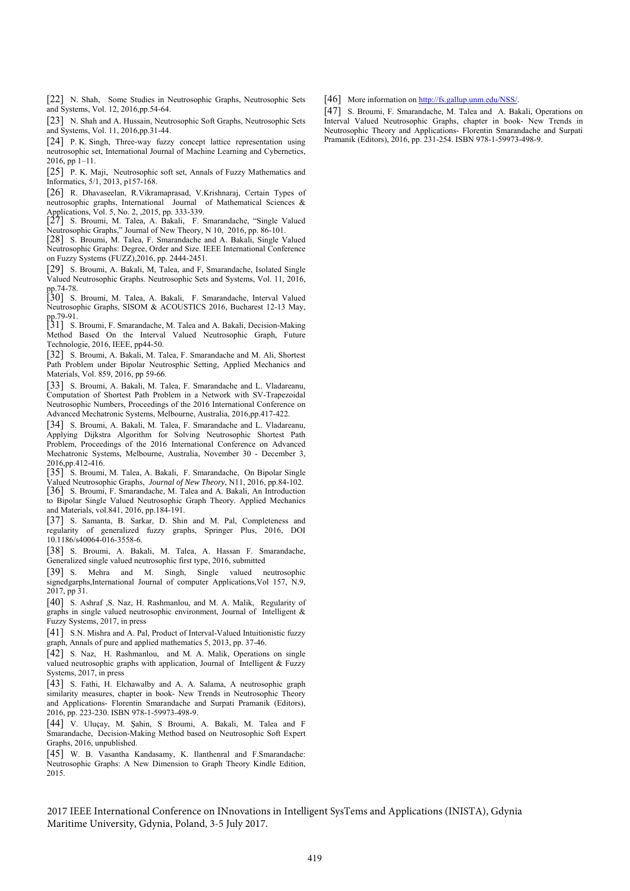[22] N. Shah, Some Studies in Neutrosophic Graphs, Neutrosophic Sets and Systems, Vol. 12, 2016,pp.54-64.

[23] N. Shah and A. Hussain, Neutrosophic Soft Graphs, Neutrosophic Sets and Systems, Vol. 11, 2016,pp.31-44.

[24] P. K. Singh, Three-way fuzzy concept lattice representation using neutrosophic set, International Journal of Machine Learning and Cybernetics, 2016, pp 1–11.

[25] P. K. Maji, Neutrosophic soft set, Annals of Fuzzy Mathematics and Informatics, 5/1, 2013, p157-168.

[26] R. Dhavaseelan, R.Vikramaprasad, V.Krishnaraj, Certain Types of neutrosophic graphs, International Journal of Mathematical Sciences & Applications, Vol. 5, No. 2, ,2015, pp. 333-339.

[27] S. Broumi, M. Talea, A. Bakali, F. Smarandache, "Single Valued Neutrosophic Graphs," Journal of New Theory, N 10, 2016, pp. 86-101.

[28] S. Broumi, M. Talea, F. Smarandache and A. Bakali, Single Valued Neutrosophic Graphs: Degree, Order and Size. IEEE International Conference on Fuzzy Systems (FUZZ),2016, pp. 2444-2451.

[29] S. Broumi, A. Bakali, M, Talea, and F, Smarandache, Isolated Single Valued Neutrosophic Graphs. Neutrosophic Sets and Systems, Vol. 11, 2016, pp.74-78.

[30] S. Broumi, M. Talea, A. Bakali, F. Smarandache, Interval Valued Neutrosophic Graphs, SISOM & ACOUSTICS 2016, Bucharest 12-13 May, pp.79-91.

[31] S. Broumi, F. Smarandache, M. Talea and A. Bakali, Decision-Making Method Based On the Interval Valued Neutrosophic Graph, Future Technologie, 2016, IEEE, pp44-50.

[32] S. Broumi, A. Bakali, M. Talea, F. Smarandache and M. Ali, Shortest Path Problem under Bipolar Neutrosphic Setting, Applied Mechanics and Materials, Vol. 859, 2016, pp 59-66.

[33] S. Broumi, A. Bakali, M. Talea, F. Smarandache and L. Vladareanu, Computation of Shortest Path Problem in a Network with SV-Trapezoidal Neutrosophic Numbers, Proceedings of the 2016 International Conference on Advanced Mechatronic Systems, Melbourne, Australia, 2016,pp.417-422.

[34] S. Broumi, A. Bakali, M. Talea, F. Smarandache and L. Vladareanu, Applying Dijkstra Algorithm for Solving Neutrosophic Shortest Path Problem, Proceedings of the 2016 International Conference on Advanced Mechatronic Systems, Melbourne, Australia, November 30 - December 3, 2016,pp.412-416.

[35] S. Broumi, M. Talea, A. Bakali, F. Smarandache, On Bipolar Single Valued Neutrosophic Graphs, *Journal of New Theory*, N11, 2016, pp.84-102.

[36] S. Broumi, F. Smarandache, M. Talea and A. Bakali, An Introduction to Bipolar Single Valued Neutrosophic Graph Theory. Applied Mechanics and Materials, vol.841, 2016, pp.184-191.

[37] S. Samanta, B. Sarkar, D. Shin and M. Pal, Completeness and regularity of generalized fuzzy graphs, Springer Plus, 2016, DOI 10.1186/s40064-016-3558-6.

[38] S. Broumi, A. Bakali, M. Talea, A. Hassan F. Smarandache, Generalized single valued neutrosophic first type, 2016, submitted

[39] S. Mehra and M. Singh, Single valued neutrosophic signedgarphs,International Journal of computer Applications,Vol 157, N.9, 2017, pp 31.

[40] S. Ashraf ,S. Naz, H. Rashmanlou, and M. A. Malik, Regularity of graphs in single valued neutrosophic environment, Journal of Intelligent & Fuzzy Systems, 2017, in press

[41] S.N. Mishra and A. Pal, Product of Interval-Valued Intuitionistic fuzzy graph, Annals of pure and applied mathematics 5, 2013, pp. 37-46.

[42] S. Naz, H. Rashmanlou, and M. A. Malik, Operations on single valued neutrosophic graphs with application, Journal of Intelligent & Fuzzy Systems, 2017, in press

[43] S. Fathi, H. Elchawalby and A. A. Salama, A neutrosophic graph similarity measures, chapter in book- New Trends in Neutrosophic Theory and Applications- Florentin Smarandache and Surpati Pramanik (Editors), 2016, pp. 223-230. ISBN 978-1-59973-498-9.

[44] V. Uluçay, M. Şahin, S Broumi, A. Bakali, M. Talea and F Smarandache, Decision-Making Method based on Neutrosophic Soft Expert Graphs, 2016, unpublished.

[45] W. B. Vasantha Kandasamy, K. Ilanthenral and F.Smarandache: Neutrosophic Graphs: A New Dimension to Graph Theory Kindle Edition, 2015.

[46] More information on http://fs.gallup.unm.edu/NSS/.

[47] S. Broumi, F. Smarandache, M. Talea and A. Bakali, Operations on Interval Valued Neutrosophic Graphs, chapter in book- New Trends in Neutrosophic Theory and Applications- Florentin Smarandache and Surpati Pramanik (Editors), 2016, pp. 231-254. ISBN 978-1-59973-498-9.